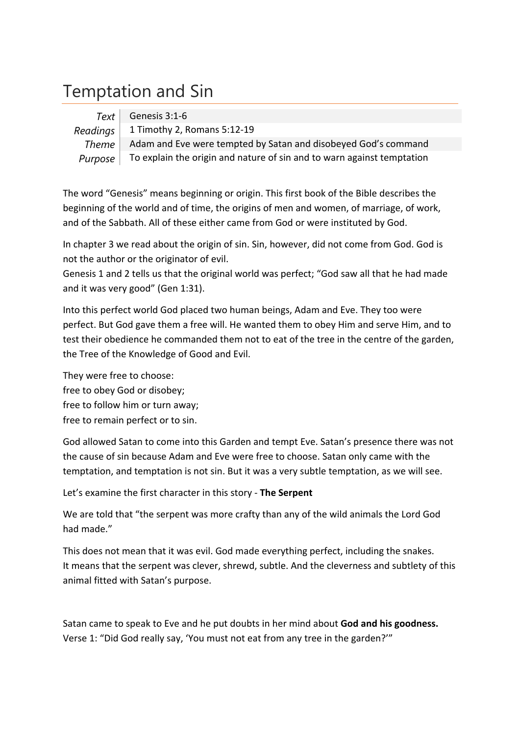# Temptation and Sin

| | |
|---|---|
| *Text* | Genesis 3:1-6 |
| *Readings* | 1 Timothy 2, Romans 5:12-19 |
| *Theme* | Adam and Eve were tempted by Satan and disobeyed God's command |
| *Purpose* | To explain the origin and nature of sin and to warn against temptation |

The word "Genesis" means beginning or origin. This first book of the Bible describes the beginning of the world and of time, the origins of men and women, of marriage, of work, and of the Sabbath. All of these either came from God or were instituted by God.

In chapter 3 we read about the origin of sin. Sin, however, did not come from God. God is not the author or the originator of evil.
Genesis 1 and 2 tells us that the original world was perfect; "God saw all that he had made and it was very good" (Gen 1:31).

Into this perfect world God placed two human beings, Adam and Eve. They too were perfect. But God gave them a free will. He wanted them to obey Him and serve Him, and to test their obedience he commanded them not to eat of the tree in the centre of the garden, the Tree of the Knowledge of Good and Evil.

They were free to choose:
free to obey God or disobey;
free to follow him or turn away;
free to remain perfect or to sin.

God allowed Satan to come into this Garden and tempt Eve. Satan's presence there was not the cause of sin because Adam and Eve were free to choose. Satan only came with the temptation, and temptation is not sin. But it was a very subtle temptation, as we will see.

Let's examine the first character in this story - **The Serpent**

We are told that "the serpent was more crafty than any of the wild animals the Lord God had made."

This does not mean that it was evil. God made everything perfect, including the snakes.
It means that the serpent was clever, shrewd, subtle. And the cleverness and subtlety of this animal fitted with Satan's purpose.

Satan came to speak to Eve and he put doubts in her mind about **God and his goodness.**
Verse 1: "Did God really say, 'You must not eat from any tree in the garden?'"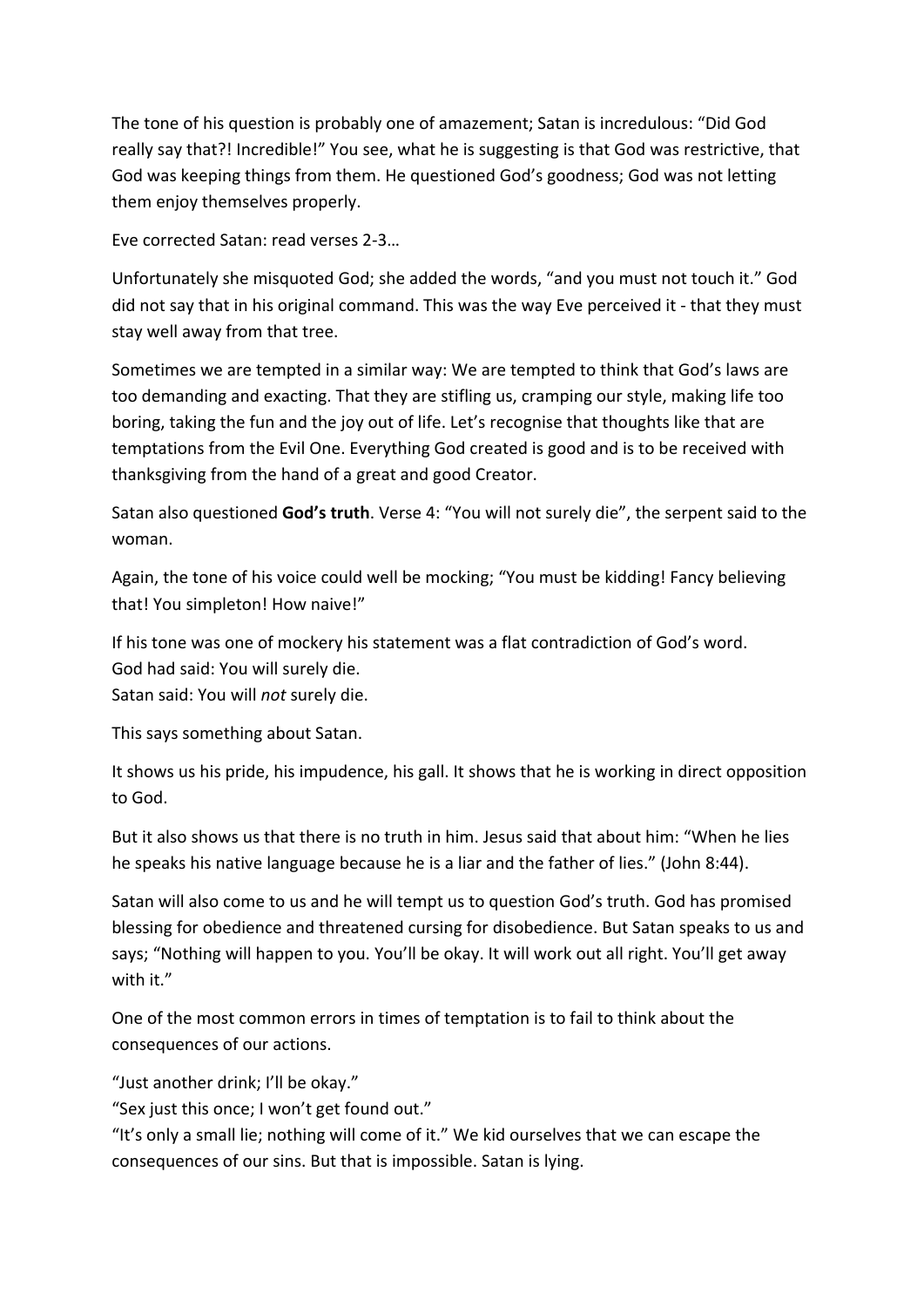The tone of his question is probably one of amazement; Satan is incredulous: “Did God really say that?! Incredible!” You see, what he is suggesting is that God was restrictive, that God was keeping things from them. He questioned God’s goodness; God was not letting them enjoy themselves properly.

Eve corrected Satan: read verses 2-3…

Unfortunately she misquoted God; she added the words, “and you must not touch it.” God did not say that in his original command. This was the way Eve perceived it - that they must stay well away from that tree.

Sometimes we are tempted in a similar way: We are tempted to think that God’s laws are too demanding and exacting. That they are stifling us, cramping our style, making life too boring, taking the fun and the joy out of life. Let’s recognise that thoughts like that are temptations from the Evil One. Everything God created is good and is to be received with thanksgiving from the hand of a great and good Creator.

Satan also questioned **God’s truth**. Verse 4: “You will not surely die”, the serpent said to the woman.

Again, the tone of his voice could well be mocking; “You must be kidding! Fancy believing that! You simpleton! How naive!”

If his tone was one of mockery his statement was a flat contradiction of God’s word.
God had said: You will surely die.
Satan said: You will *not* surely die.

This says something about Satan.

It shows us his pride, his impudence, his gall. It shows that he is working in direct opposition to God.

But it also shows us that there is no truth in him. Jesus said that about him: “When he lies he speaks his native language because he is a liar and the father of lies.” (John 8:44).

Satan will also come to us and he will tempt us to question God’s truth. God has promised blessing for obedience and threatened cursing for disobedience. But Satan speaks to us and says; “Nothing will happen to you. You’ll be okay. It will work out all right. You’ll get away with it.”

One of the most common errors in times of temptation is to fail to think about the consequences of our actions.

“Just another drink; I’ll be okay.”
“Sex just this once; I won’t get found out.”
“It’s only a small lie; nothing will come of it.” We kid ourselves that we can escape the consequences of our sins. But that is impossible. Satan is lying.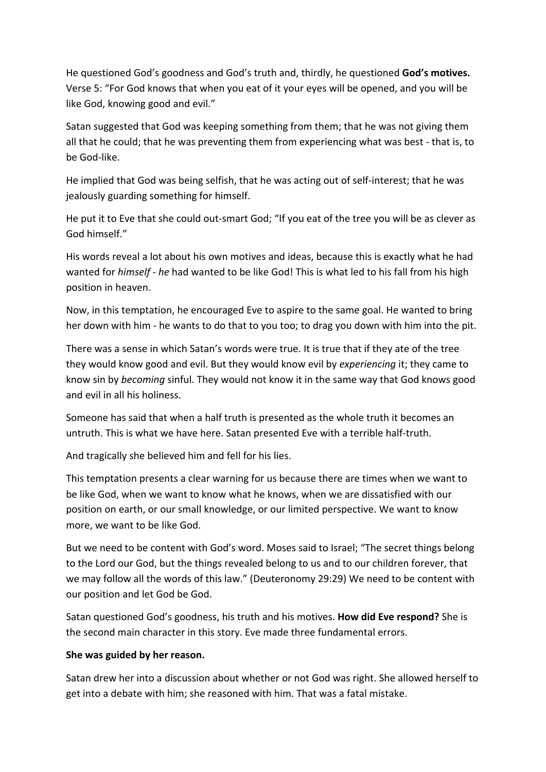He questioned God's goodness and God's truth and, thirdly, he questioned **God's motives.** Verse 5: "For God knows that when you eat of it your eyes will be opened, and you will be like God, knowing good and evil."

Satan suggested that God was keeping something from them; that he was not giving them all that he could; that he was preventing them from experiencing what was best - that is, to be God-like.

He implied that God was being selfish, that he was acting out of self-interest; that he was jealously guarding something for himself.

He put it to Eve that she could out-smart God; "If you eat of the tree you will be as clever as God himself."

His words reveal a lot about his own motives and ideas, because this is exactly what he had wanted for *himself* - *he* had wanted to be like God! This is what led to his fall from his high position in heaven.

Now, in this temptation, he encouraged Eve to aspire to the same goal. He wanted to bring her down with him - he wants to do that to you too; to drag you down with him into the pit.

There was a sense in which Satan's words were true. It is true that if they ate of the tree they would know good and evil. But they would know evil by *experiencing* it; they came to know sin by *becoming* sinful. They would not know it in the same way that God knows good and evil in all his holiness.

Someone has said that when a half truth is presented as the whole truth it becomes an untruth. This is what we have here. Satan presented Eve with a terrible half-truth.

And tragically she believed him and fell for his lies.

This temptation presents a clear warning for us because there are times when we want to be like God, when we want to know what he knows, when we are dissatisfied with our position on earth, or our small knowledge, or our limited perspective. We want to know more, we want to be like God.

But we need to be content with God's word. Moses said to Israel; "The secret things belong to the Lord our God, but the things revealed belong to us and to our children forever, that we may follow all the words of this law." (Deuteronomy 29:29) We need to be content with our position and let God be God.

Satan questioned God's goodness, his truth and his motives. **How did Eve respond?** She is the second main character in this story. Eve made three fundamental errors.

**She was guided by her reason.**

Satan drew her into a discussion about whether or not God was right. She allowed herself to get into a debate with him; she reasoned with him. That was a fatal mistake.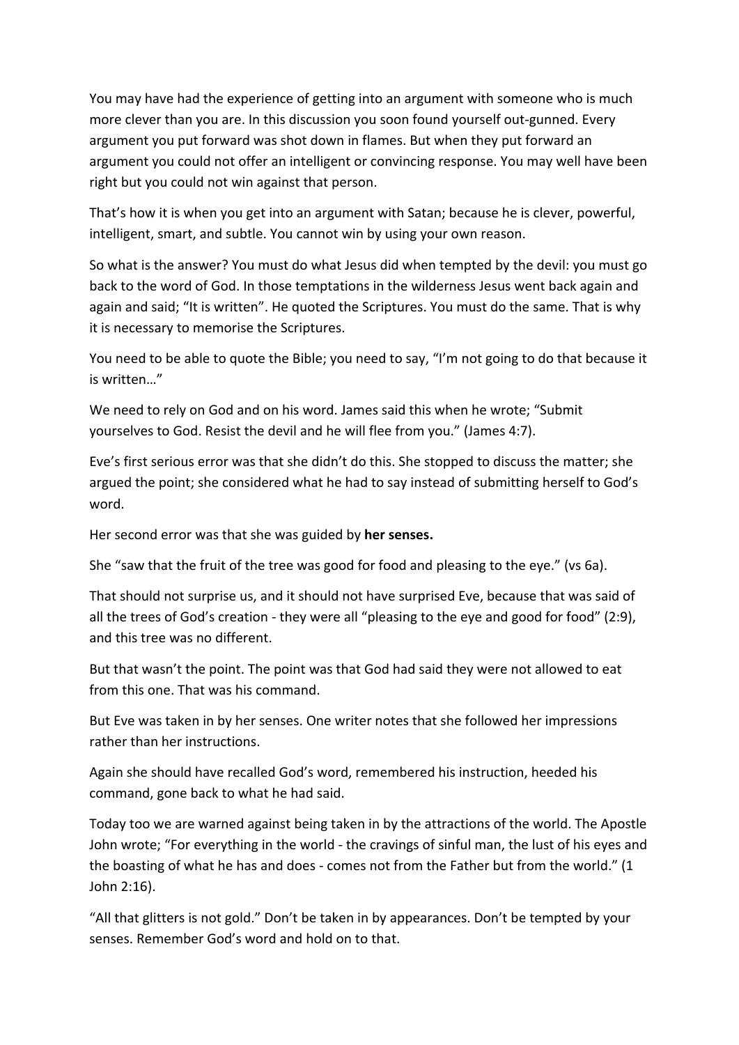You may have had the experience of getting into an argument with someone who is much more clever than you are. In this discussion you soon found yourself out-gunned. Every argument you put forward was shot down in flames. But when they put forward an argument you could not offer an intelligent or convincing response. You may well have been right but you could not win against that person.

That's how it is when you get into an argument with Satan; because he is clever, powerful, intelligent, smart, and subtle. You cannot win by using your own reason.

So what is the answer? You must do what Jesus did when tempted by the devil: you must go back to the word of God. In those temptations in the wilderness Jesus went back again and again and said; "It is written". He quoted the Scriptures. You must do the same. That is why it is necessary to memorise the Scriptures.

You need to be able to quote the Bible; you need to say, "I'm not going to do that because it is written…"

We need to rely on God and on his word. James said this when he wrote; "Submit yourselves to God. Resist the devil and he will flee from you." (James 4:7).

Eve's first serious error was that she didn't do this. She stopped to discuss the matter; she argued the point; she considered what he had to say instead of submitting herself to God's word.

Her second error was that she was guided by **her senses.**

She "saw that the fruit of the tree was good for food and pleasing to the eye." (vs 6a).

That should not surprise us, and it should not have surprised Eve, because that was said of all the trees of God's creation - they were all "pleasing to the eye and good for food" (2:9), and this tree was no different.

But that wasn't the point. The point was that God had said they were not allowed to eat from this one. That was his command.

But Eve was taken in by her senses. One writer notes that she followed her impressions rather than her instructions.

Again she should have recalled God's word, remembered his instruction, heeded his command, gone back to what he had said.

Today too we are warned against being taken in by the attractions of the world. The Apostle John wrote; "For everything in the world - the cravings of sinful man, the lust of his eyes and the boasting of what he has and does - comes not from the Father but from the world." (1 John 2:16).

"All that glitters is not gold." Don't be taken in by appearances. Don't be tempted by your senses. Remember God's word and hold on to that.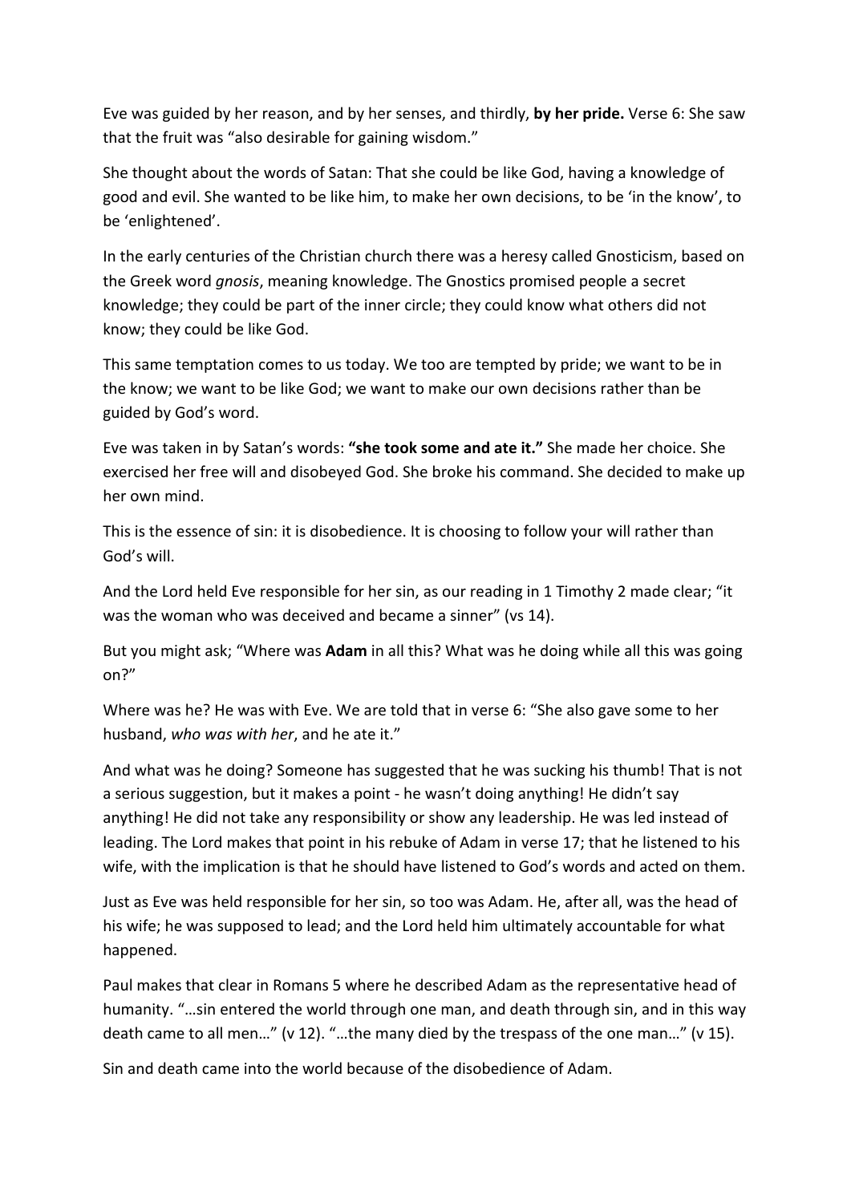Eve was guided by her reason, and by her senses, and thirdly, **by her pride.** Verse 6: She saw that the fruit was "also desirable for gaining wisdom."

She thought about the words of Satan: That she could be like God, having a knowledge of good and evil. She wanted to be like him, to make her own decisions, to be 'in the know', to be 'enlightened'.

In the early centuries of the Christian church there was a heresy called Gnosticism, based on the Greek word *gnosis*, meaning knowledge. The Gnostics promised people a secret knowledge; they could be part of the inner circle; they could know what others did not know; they could be like God.

This same temptation comes to us today. We too are tempted by pride; we want to be in the know; we want to be like God; we want to make our own decisions rather than be guided by God's word.

Eve was taken in by Satan's words: **"she took some and ate it."** She made her choice. She exercised her free will and disobeyed God. She broke his command. She decided to make up her own mind.

This is the essence of sin: it is disobedience. It is choosing to follow your will rather than God's will.

And the Lord held Eve responsible for her sin, as our reading in 1 Timothy 2 made clear; "it was the woman who was deceived and became a sinner" (vs 14).

But you might ask; "Where was **Adam** in all this? What was he doing while all this was going on?"

Where was he? He was with Eve. We are told that in verse 6: "She also gave some to her husband, *who was with her*, and he ate it."

And what was he doing? Someone has suggested that he was sucking his thumb! That is not a serious suggestion, but it makes a point - he wasn't doing anything! He didn't say anything! He did not take any responsibility or show any leadership. He was led instead of leading. The Lord makes that point in his rebuke of Adam in verse 17; that he listened to his wife, with the implication is that he should have listened to God's words and acted on them.

Just as Eve was held responsible for her sin, so too was Adam. He, after all, was the head of his wife; he was supposed to lead; and the Lord held him ultimately accountable for what happened.

Paul makes that clear in Romans 5 where he described Adam as the representative head of humanity. "…sin entered the world through one man, and death through sin, and in this way death came to all men…" (v 12). "…the many died by the trespass of the one man…" (v 15).

Sin and death came into the world because of the disobedience of Adam.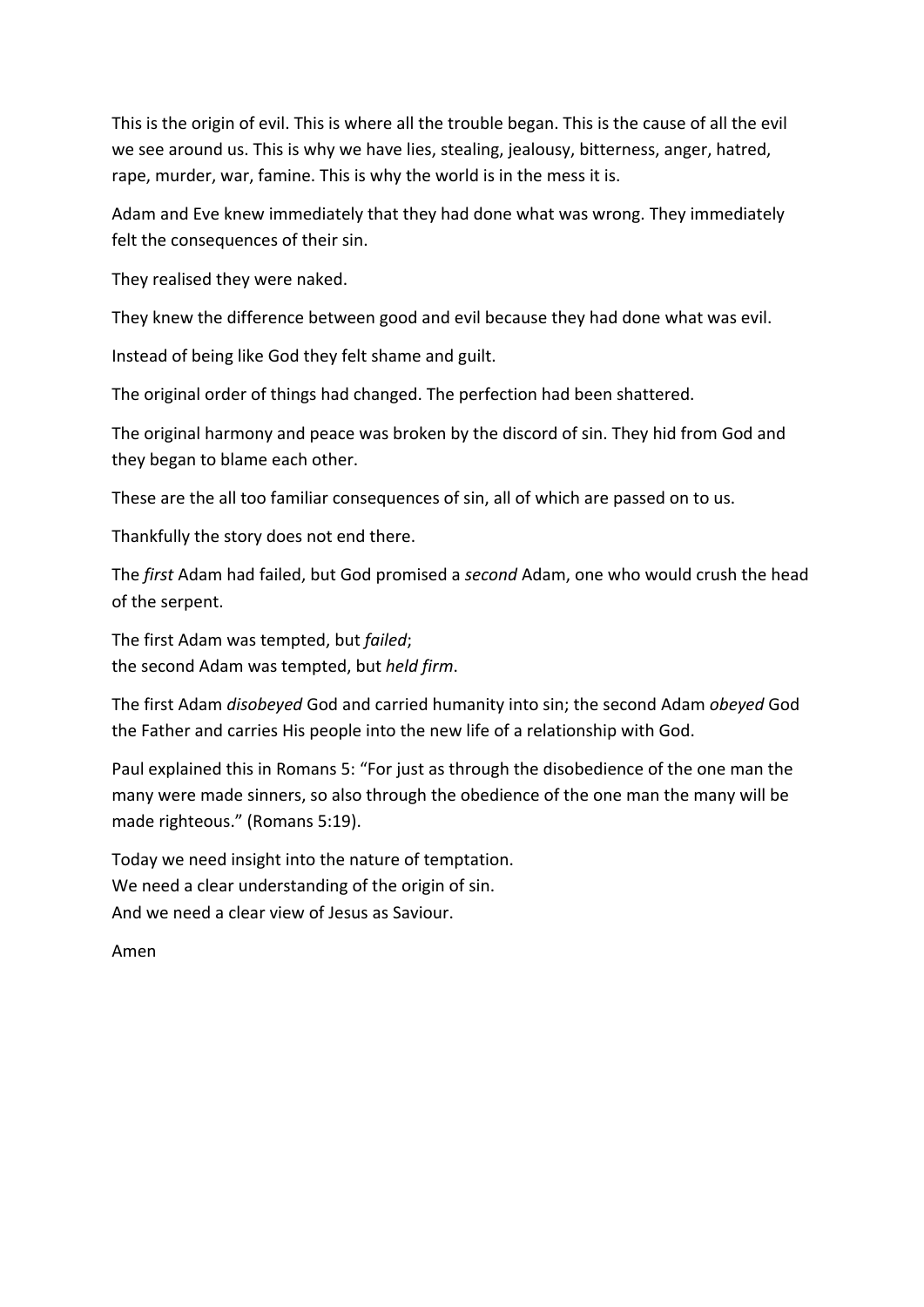This is the origin of evil. This is where all the trouble began. This is the cause of all the evil we see around us. This is why we have lies, stealing, jealousy, bitterness, anger, hatred, rape, murder, war, famine. This is why the world is in the mess it is.

Adam and Eve knew immediately that they had done what was wrong. They immediately felt the consequences of their sin.

They realised they were naked.

They knew the difference between good and evil because they had done what was evil.

Instead of being like God they felt shame and guilt.

The original order of things had changed. The perfection had been shattered.

The original harmony and peace was broken by the discord of sin. They hid from God and they began to blame each other.

These are the all too familiar consequences of sin, all of which are passed on to us.

Thankfully the story does not end there.

The *first* Adam had failed, but God promised a *second* Adam, one who would crush the head of the serpent.

The first Adam was tempted, but *failed*;
the second Adam was tempted, but *held firm*.

The first Adam *disobeyed* God and carried humanity into sin; the second Adam *obeyed* God the Father and carries His people into the new life of a relationship with God.

Paul explained this in Romans 5: "For just as through the disobedience of the one man the many were made sinners, so also through the obedience of the one man the many will be made righteous." (Romans 5:19).

Today we need insight into the nature of temptation.
We need a clear understanding of the origin of sin.
And we need a clear view of Jesus as Saviour.

Amen